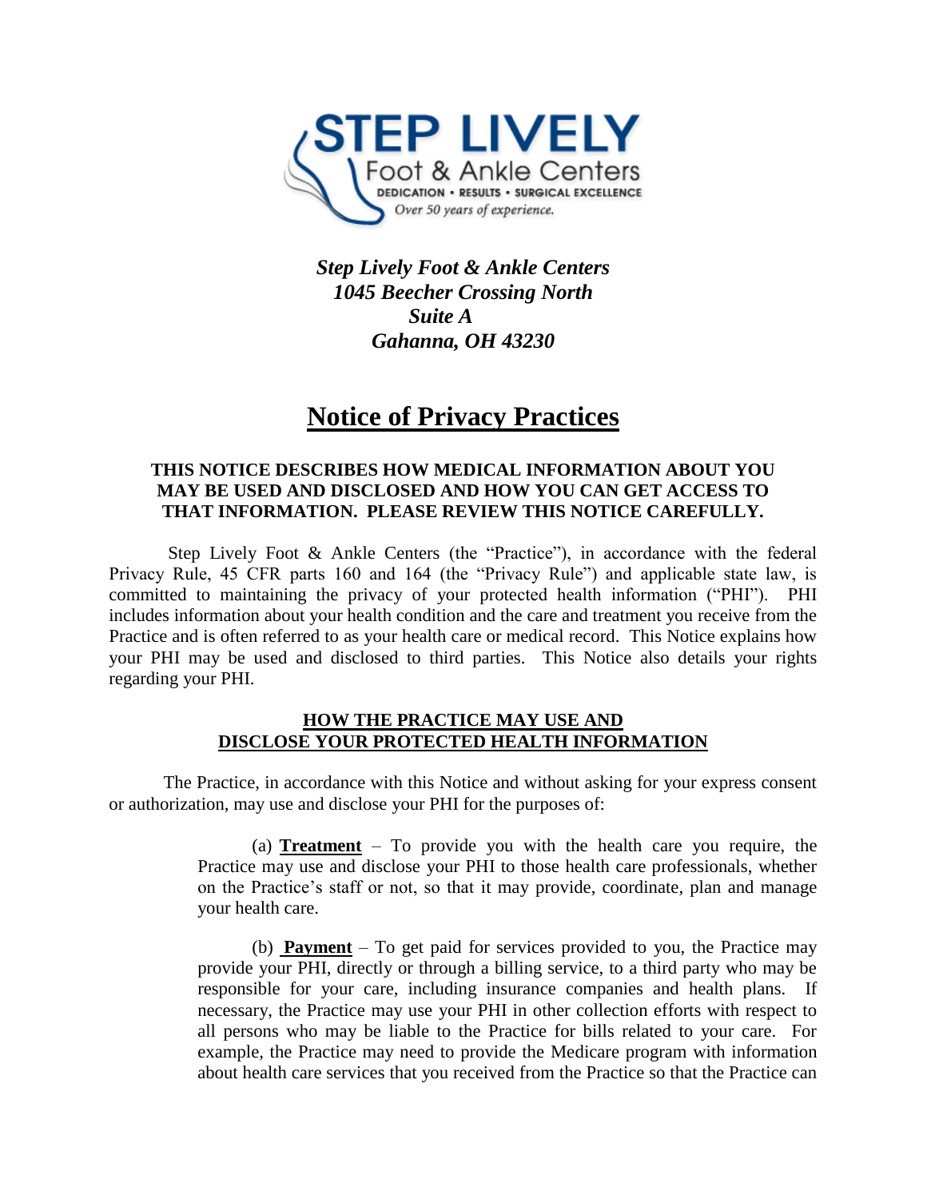**STEP LIVELY**
Foot & Ankle Centers
DEDICATION • RESULTS • SURGICAL EXCELLENCE
*Over 50 years of experience.*

***Step Lively Foot & Ankle Centers***
***1045 Beecher Crossing North***
***Suite A***
***Gahanna, OH 43230***

# Notice of Privacy Practices

**THIS NOTICE DESCRIBES HOW MEDICAL INFORMATION ABOUT YOU MAY BE USED AND DISCLOSED AND HOW YOU CAN GET ACCESS TO THAT INFORMATION. PLEASE REVIEW THIS NOTICE CAREFULLY.**

Step Lively Foot & Ankle Centers (the "Practice"), in accordance with the federal Privacy Rule, 45 CFR parts 160 and 164 (the "Privacy Rule") and applicable state law, is committed to maintaining the privacy of your protected health information ("PHI"). PHI includes information about your health condition and the care and treatment you receive from the Practice and is often referred to as your health care or medical record. This Notice explains how your PHI may be used and disclosed to third parties. This Notice also details your rights regarding your PHI.

## HOW THE PRACTICE MAY USE AND DISCLOSE YOUR PROTECTED HEALTH INFORMATION

The Practice, in accordance with this Notice and without asking for your express consent or authorization, may use and disclose your PHI for the purposes of:

(a) **Treatment** – To provide you with the health care you require, the Practice may use and disclose your PHI to those health care professionals, whether on the Practice's staff or not, so that it may provide, coordinate, plan and manage your health care.

(b) **Payment** – To get paid for services provided to you, the Practice may provide your PHI, directly or through a billing service, to a third party who may be responsible for your care, including insurance companies and health plans. If necessary, the Practice may use your PHI in other collection efforts with respect to all persons who may be liable to the Practice for bills related to your care. For example, the Practice may need to provide the Medicare program with information about health care services that you received from the Practice so that the Practice can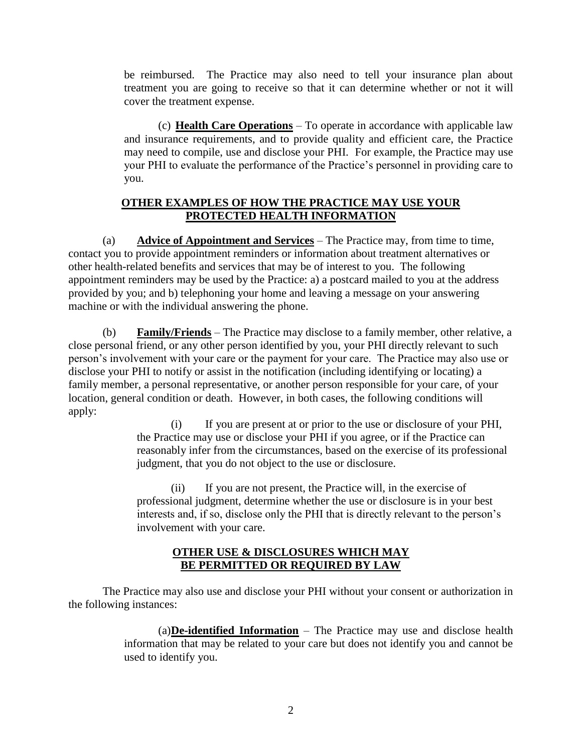be reimbursed. The Practice may also need to tell your insurance plan about treatment you are going to receive so that it can determine whether or not it will cover the treatment expense.

(c) **Health Care Operations** – To operate in accordance with applicable law and insurance requirements, and to provide quality and efficient care, the Practice may need to compile, use and disclose your PHI. For example, the Practice may use your PHI to evaluate the performance of the Practice's personnel in providing care to you.

## OTHER EXAMPLES OF HOW THE PRACTICE MAY USE YOUR PROTECTED HEALTH INFORMATION

(a) **Advice of Appointment and Services** – The Practice may, from time to time, contact you to provide appointment reminders or information about treatment alternatives or other health-related benefits and services that may be of interest to you. The following appointment reminders may be used by the Practice: a) a postcard mailed to you at the address provided by you; and b) telephoning your home and leaving a message on your answering machine or with the individual answering the phone.

(b) **Family/Friends** – The Practice may disclose to a family member, other relative, a close personal friend, or any other person identified by you, your PHI directly relevant to such person's involvement with your care or the payment for your care. The Practice may also use or disclose your PHI to notify or assist in the notification (including identifying or locating) a family member, a personal representative, or another person responsible for your care, of your location, general condition or death. However, in both cases, the following conditions will apply:

(i) If you are present at or prior to the use or disclosure of your PHI, the Practice may use or disclose your PHI if you agree, or if the Practice can reasonably infer from the circumstances, based on the exercise of its professional judgment, that you do not object to the use or disclosure.

(ii) If you are not present, the Practice will, in the exercise of professional judgment, determine whether the use or disclosure is in your best interests and, if so, disclose only the PHI that is directly relevant to the person's involvement with your care.

## OTHER USE & DISCLOSURES WHICH MAY BE PERMITTED OR REQUIRED BY LAW

The Practice may also use and disclose your PHI without your consent or authorization in the following instances:

(a) **De-identified Information** – The Practice may use and disclose health information that may be related to your care but does not identify you and cannot be used to identify you.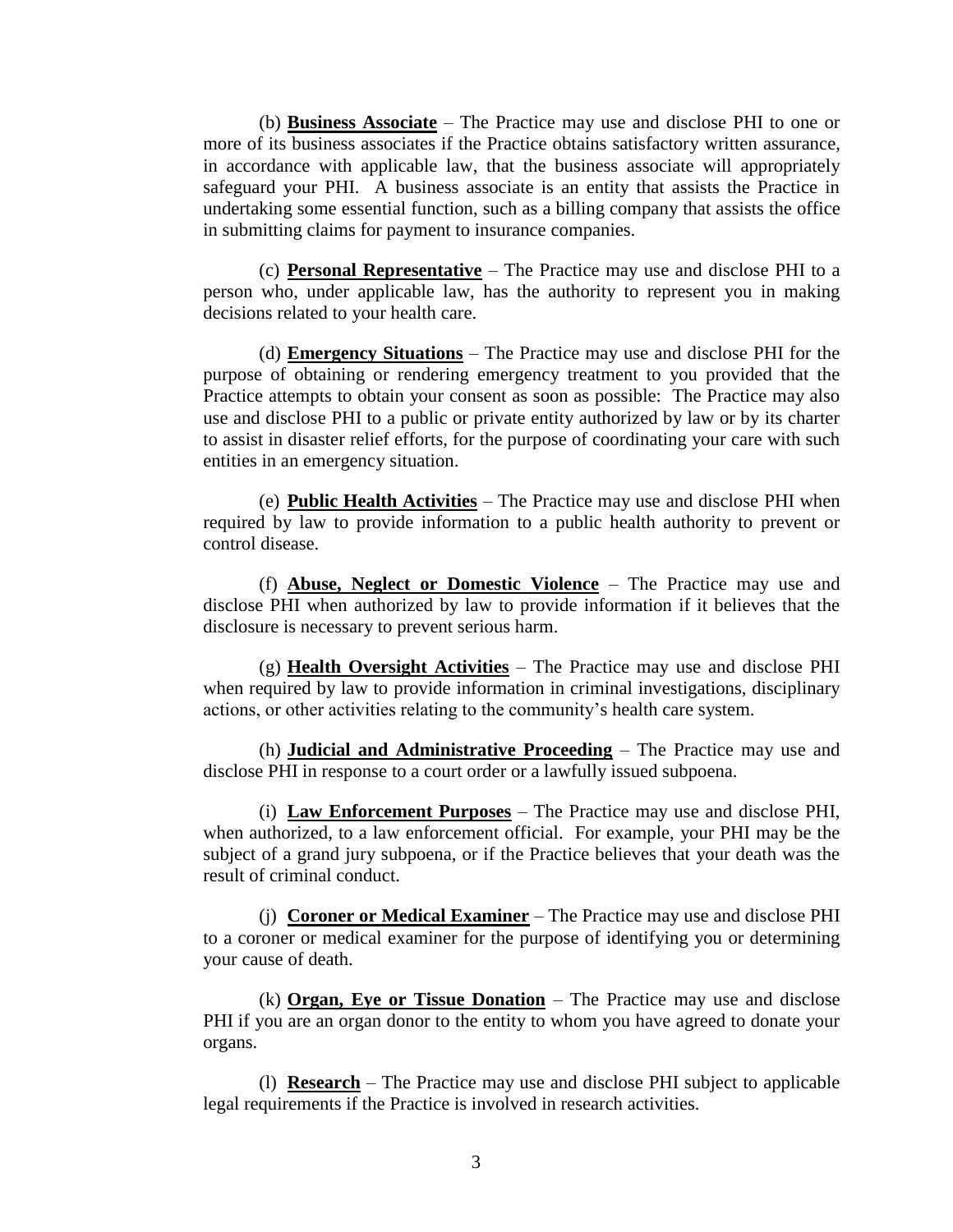(b) **Business Associate** – The Practice may use and disclose PHI to one or more of its business associates if the Practice obtains satisfactory written assurance, in accordance with applicable law, that the business associate will appropriately safeguard your PHI. A business associate is an entity that assists the Practice in undertaking some essential function, such as a billing company that assists the office in submitting claims for payment to insurance companies.

(c) **Personal Representative** – The Practice may use and disclose PHI to a person who, under applicable law, has the authority to represent you in making decisions related to your health care.

(d) **Emergency Situations** – The Practice may use and disclose PHI for the purpose of obtaining or rendering emergency treatment to you provided that the Practice attempts to obtain your consent as soon as possible: The Practice may also use and disclose PHI to a public or private entity authorized by law or by its charter to assist in disaster relief efforts, for the purpose of coordinating your care with such entities in an emergency situation.

(e) **Public Health Activities** – The Practice may use and disclose PHI when required by law to provide information to a public health authority to prevent or control disease.

(f) **Abuse, Neglect or Domestic Violence** – The Practice may use and disclose PHI when authorized by law to provide information if it believes that the disclosure is necessary to prevent serious harm.

(g) **Health Oversight Activities** – The Practice may use and disclose PHI when required by law to provide information in criminal investigations, disciplinary actions, or other activities relating to the community's health care system.

(h) **Judicial and Administrative Proceeding** – The Practice may use and disclose PHI in response to a court order or a lawfully issued subpoena.

(i) **Law Enforcement Purposes** – The Practice may use and disclose PHI, when authorized, to a law enforcement official. For example, your PHI may be the subject of a grand jury subpoena, or if the Practice believes that your death was the result of criminal conduct.

(j) **Coroner or Medical Examiner** – The Practice may use and disclose PHI to a coroner or medical examiner for the purpose of identifying you or determining your cause of death.

(k) **Organ, Eye or Tissue Donation** – The Practice may use and disclose PHI if you are an organ donor to the entity to whom you have agreed to donate your organs.

(l) **Research** – The Practice may use and disclose PHI subject to applicable legal requirements if the Practice is involved in research activities.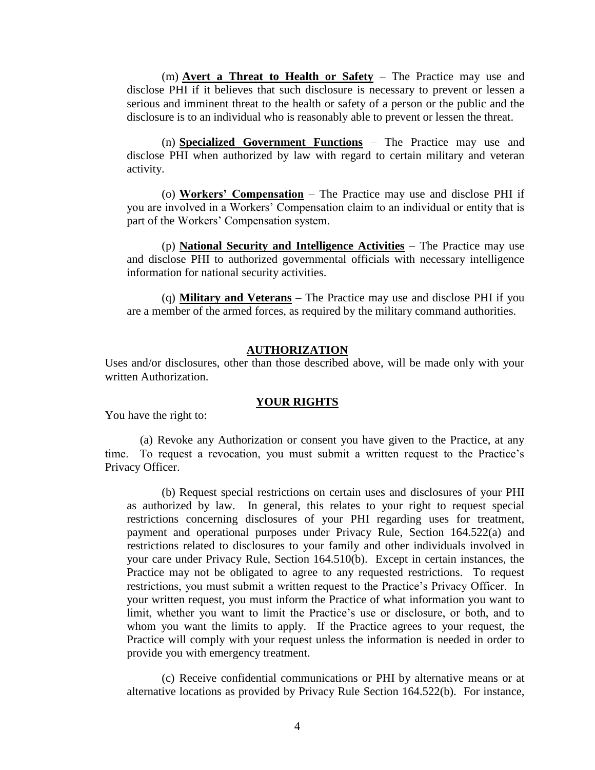(m) **Avert a Threat to Health or Safety** – The Practice may use and disclose PHI if it believes that such disclosure is necessary to prevent or lessen a serious and imminent threat to the health or safety of a person or the public and the disclosure is to an individual who is reasonably able to prevent or lessen the threat.

(n) **Specialized Government Functions** – The Practice may use and disclose PHI when authorized by law with regard to certain military and veteran activity.

(o) **Workers' Compensation** – The Practice may use and disclose PHI if you are involved in a Workers' Compensation claim to an individual or entity that is part of the Workers' Compensation system.

(p) **National Security and Intelligence Activities** – The Practice may use and disclose PHI to authorized governmental officials with necessary intelligence information for national security activities.

(q) **Military and Veterans** – The Practice may use and disclose PHI if you are a member of the armed forces, as required by the military command authorities.

## AUTHORIZATION

Uses and/or disclosures, other than those described above, will be made only with your written Authorization.

## YOUR RIGHTS

You have the right to:

(a) Revoke any Authorization or consent you have given to the Practice, at any time. To request a revocation, you must submit a written request to the Practice's Privacy Officer.

(b) Request special restrictions on certain uses and disclosures of your PHI as authorized by law. In general, this relates to your right to request special restrictions concerning disclosures of your PHI regarding uses for treatment, payment and operational purposes under Privacy Rule, Section 164.522(a) and restrictions related to disclosures to your family and other individuals involved in your care under Privacy Rule, Section 164.510(b). Except in certain instances, the Practice may not be obligated to agree to any requested restrictions. To request restrictions, you must submit a written request to the Practice's Privacy Officer. In your written request, you must inform the Practice of what information you want to limit, whether you want to limit the Practice's use or disclosure, or both, and to whom you want the limits to apply. If the Practice agrees to your request, the Practice will comply with your request unless the information is needed in order to provide you with emergency treatment.

(c) Receive confidential communications or PHI by alternative means or at alternative locations as provided by Privacy Rule Section 164.522(b). For instance,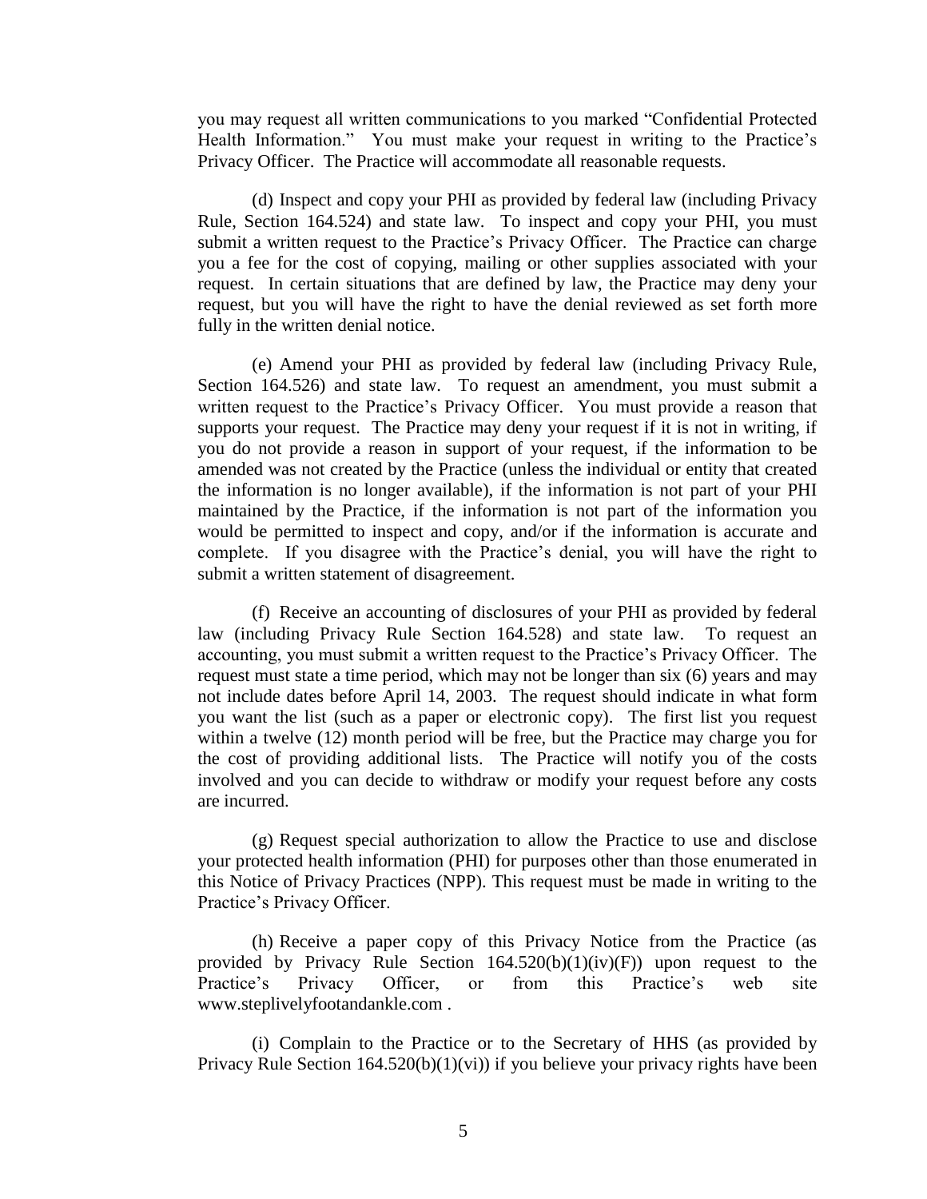you may request all written communications to you marked "Confidential Protected Health Information." You must make your request in writing to the Practice's Privacy Officer. The Practice will accommodate all reasonable requests.

(d) Inspect and copy your PHI as provided by federal law (including Privacy Rule, Section 164.524) and state law. To inspect and copy your PHI, you must submit a written request to the Practice's Privacy Officer. The Practice can charge you a fee for the cost of copying, mailing or other supplies associated with your request. In certain situations that are defined by law, the Practice may deny your request, but you will have the right to have the denial reviewed as set forth more fully in the written denial notice.

(e) Amend your PHI as provided by federal law (including Privacy Rule, Section 164.526) and state law. To request an amendment, you must submit a written request to the Practice's Privacy Officer. You must provide a reason that supports your request. The Practice may deny your request if it is not in writing, if you do not provide a reason in support of your request, if the information to be amended was not created by the Practice (unless the individual or entity that created the information is no longer available), if the information is not part of your PHI maintained by the Practice, if the information is not part of the information you would be permitted to inspect and copy, and/or if the information is accurate and complete. If you disagree with the Practice's denial, you will have the right to submit a written statement of disagreement.

(f) Receive an accounting of disclosures of your PHI as provided by federal law (including Privacy Rule Section 164.528) and state law. To request an accounting, you must submit a written request to the Practice's Privacy Officer. The request must state a time period, which may not be longer than six (6) years and may not include dates before April 14, 2003. The request should indicate in what form you want the list (such as a paper or electronic copy). The first list you request within a twelve (12) month period will be free, but the Practice may charge you for the cost of providing additional lists. The Practice will notify you of the costs involved and you can decide to withdraw or modify your request before any costs are incurred.

(g) Request special authorization to allow the Practice to use and disclose your protected health information (PHI) for purposes other than those enumerated in this Notice of Privacy Practices (NPP). This request must be made in writing to the Practice's Privacy Officer.

(h) Receive a paper copy of this Privacy Notice from the Practice (as provided by Privacy Rule Section 164.520(b)(1)(iv)(F)) upon request to the Practice's Privacy Officer, or from this Practice's web site www.steplivelyfootandankle.com .

(i) Complain to the Practice or to the Secretary of HHS (as provided by Privacy Rule Section 164.520(b)(1)(vi)) if you believe your privacy rights have been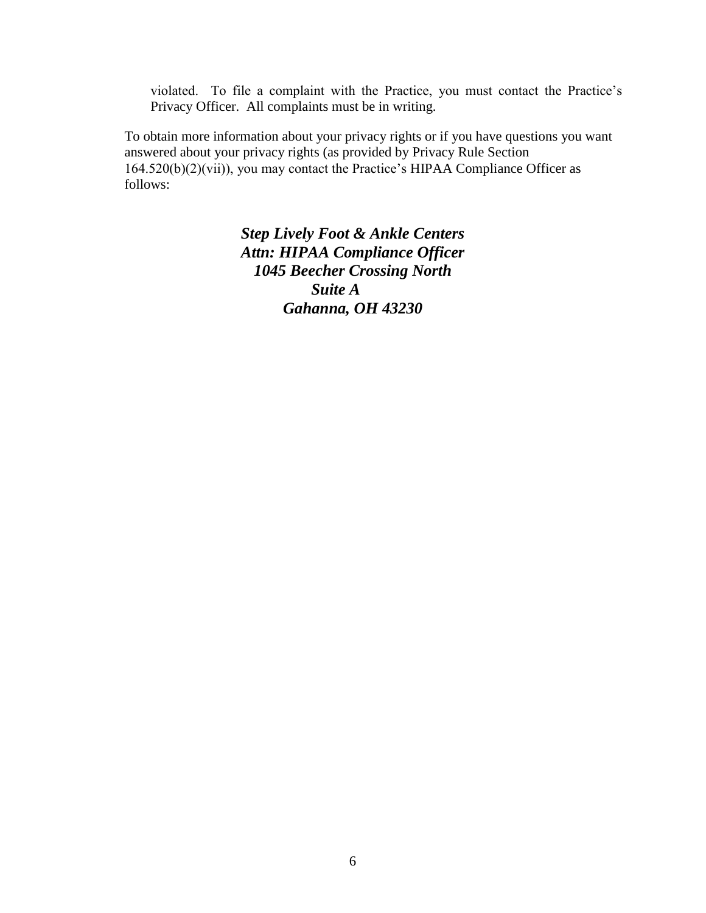violated. To file a complaint with the Practice, you must contact the Practice's Privacy Officer. All complaints must be in writing.

To obtain more information about your privacy rights or if you have questions you want answered about your privacy rights (as provided by Privacy Rule Section 164.520(b)(2)(vii)), you may contact the Practice's HIPAA Compliance Officer as follows:

***Step Lively Foot & Ankle Centers***
***Attn: HIPAA Compliance Officer***
***1045 Beecher Crossing North***
***Suite A***
***Gahanna, OH 43230***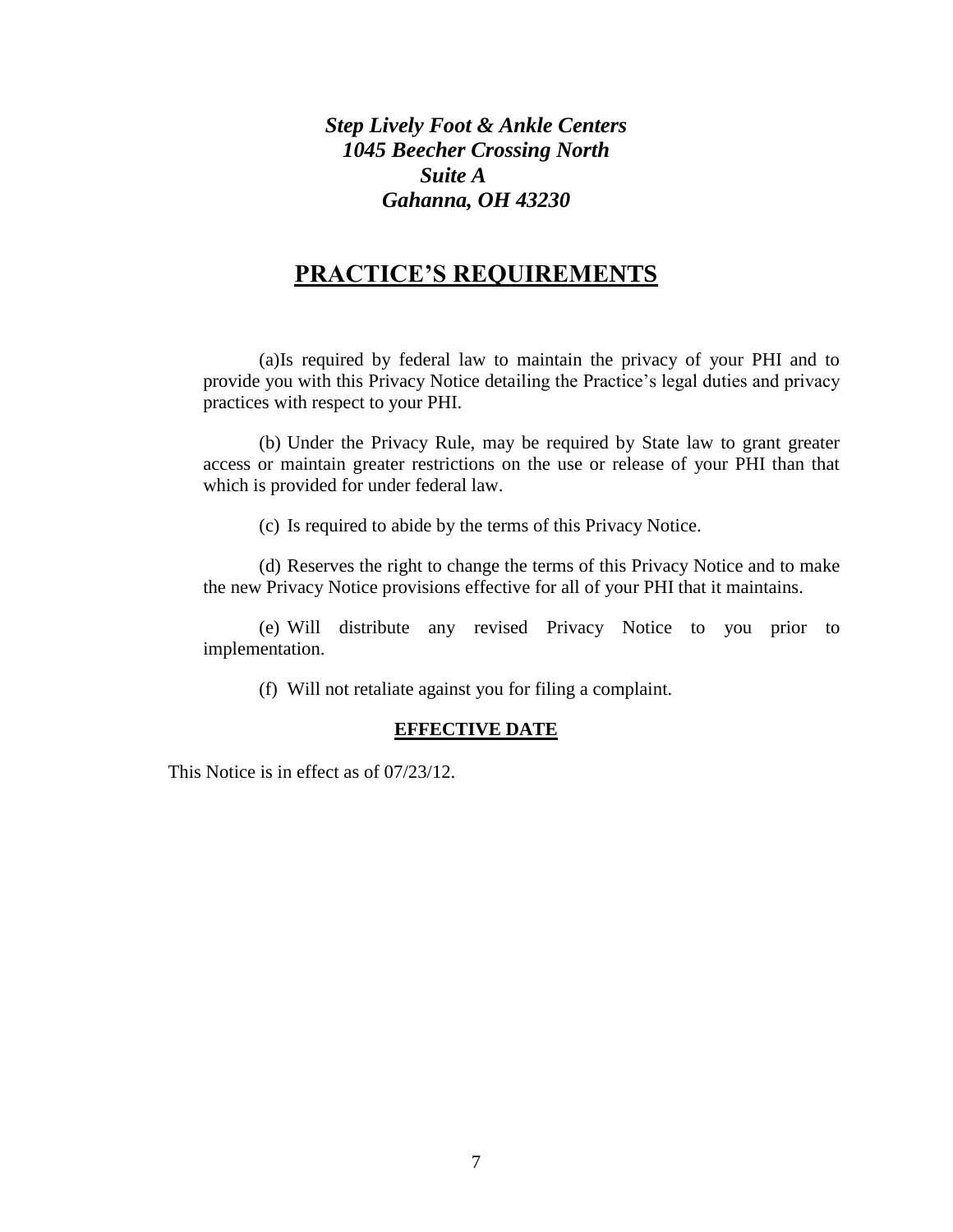***Step Lively Foot & Ankle Centers***
***1045 Beecher Crossing North***
***Suite A***
***Gahanna, OH 43230***

## PRACTICE'S REQUIREMENTS

(a)Is required by federal law to maintain the privacy of your PHI and to provide you with this Privacy Notice detailing the Practice's legal duties and privacy practices with respect to your PHI.

(b) Under the Privacy Rule, may be required by State law to grant greater access or maintain greater restrictions on the use or release of your PHI than that which is provided for under federal law.

(c) Is required to abide by the terms of this Privacy Notice.

(d) Reserves the right to change the terms of this Privacy Notice and to make the new Privacy Notice provisions effective for all of your PHI that it maintains.

(e) Will distribute any revised Privacy Notice to you prior to implementation.

(f) Will not retaliate against you for filing a complaint.

### EFFECTIVE DATE

This Notice is in effect as of 07/23/12.